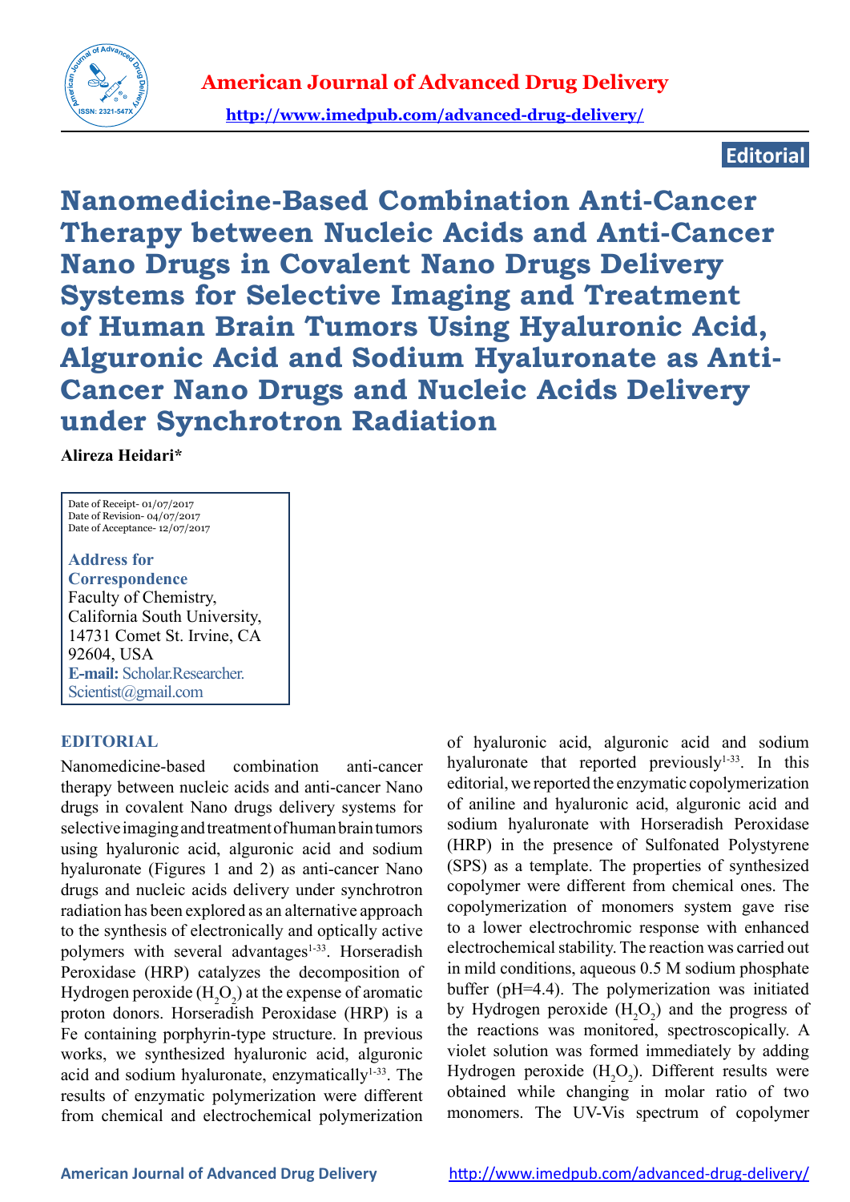American Journal of Advanced Drug Delivery

http://www.imedpub.com/advanced-drug-delivery/

**Editorial**

# Nanomedicine-Based Combination Anti-Cancer Therapy between Nucleic Acids and Anti-Cancer Nano Drugs in Covalent Nano Drugs Delivery Systems for Selective Imaging and Treatment of Human Brain Tumors Using Hyaluronic Acid, Alguronic Acid and Sodium Hyaluronate as Anti-Cancer Nano Drugs and Nucleic Acids Delivery under Synchrotron Radiation

**Alireza Heidari***

Date of Receipt- 01/07/2017
Date of Revision- 04/07/2017
Date of Acceptance- 12/07/2017

**Address for Correspondence**
Faculty of Chemistry, California South University, 14731 Comet St. Irvine, CA 92604, USA
**E-mail:** Scholar.Researcher.Scientist@gmail.com

## EDITORIAL

Nanomedicine-based combination anti-cancer therapy between nucleic acids and anti-cancer Nano drugs in covalent Nano drugs delivery systems for selective imaging and treatment of human brain tumors using hyaluronic acid, alguronic acid and sodium hyaluronate (Figures 1 and 2) as anti-cancer Nano drugs and nucleic acids delivery under synchrotron radiation has been explored as an alternative approach to the synthesis of electronically and optically active polymers with several advantages[1-33]. Horseradish Peroxidase (HRP) catalyzes the decomposition of Hydrogen peroxide ($H_2O_2$) at the expense of aromatic proton donors. Horseradish Peroxidase (HRP) is a Fe containing porphyrin-type structure. In previous works, we synthesized hyaluronic acid, alguronic acid and sodium hyaluronate, enzymatically[1-33]. The results of enzymatic polymerization were different from chemical and electrochemical polymerization of hyaluronic acid, alguronic acid and sodium hyaluronate that reported previously[1-33]. In this editorial, we reported the enzymatic copolymerization of aniline and hyaluronic acid, alguronic acid and sodium hyaluronate with Horseradish Peroxidase (HRP) in the presence of Sulfonated Polystyrene (SPS) as a template. The properties of synthesized copolymer were different from chemical ones. The copolymerization of monomers system gave rise to a lower electrochromic response with enhanced electrochemical stability. The reaction was carried out in mild conditions, aqueous 0.5 M sodium phosphate buffer (pH=4.4). The polymerization was initiated by Hydrogen peroxide ($H_2O_2$) and the progress of the reactions was monitored, spectroscopically. A violet solution was formed immediately by adding Hydrogen peroxide ($H_2O_2$). Different results were obtained while changing in molar ratio of two monomers. The UV-Vis spectrum of copolymer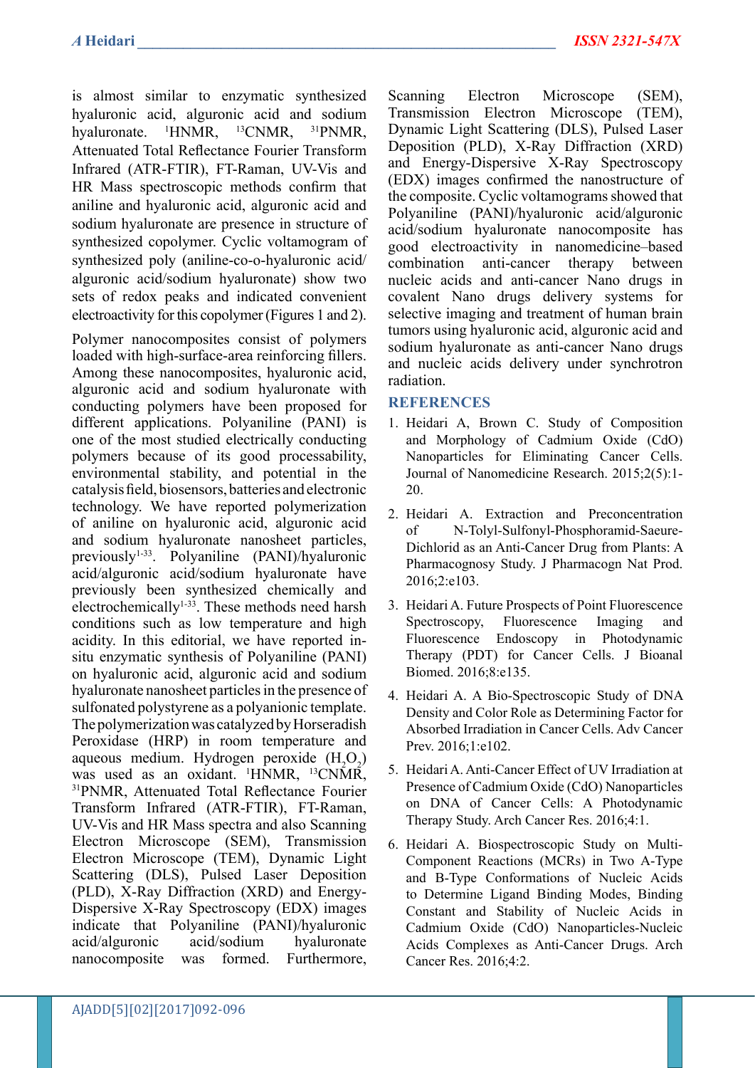is almost similar to enzymatic synthesized hyaluronic acid, alguronic acid and sodium hyaluronate. $^{1}$HNMR, $^{13}$CNMR, $^{31}$PNMR, Attenuated Total Reflectance Fourier Transform Infrared (ATR-FTIR), FT-Raman, UV-Vis and HR Mass spectroscopic methods confirm that aniline and hyaluronic acid, alguronic acid and sodium hyaluronate are presence in structure of synthesized copolymer. Cyclic voltamogram of synthesized poly (aniline-co-o-hyaluronic acid/alguronic acid/sodium hyaluronate) show two sets of redox peaks and indicated convenient electroactivity for this copolymer (Figures 1 and 2).

Polymer nanocomposites consist of polymers loaded with high-surface-area reinforcing fillers. Among these nanocomposites, hyaluronic acid, alguronic acid and sodium hyaluronate with conducting polymers have been proposed for different applications. Polyaniline (PANI) is one of the most studied electrically conducting polymers because of its good processability, environmental stability, and potential in the catalysis field, biosensors, batteries and electronic technology. We have reported polymerization of aniline on hyaluronic acid, alguronic acid and sodium hyaluronate nanosheet particles, previously[1-33]. Polyaniline (PANI)/hyaluronic acid/alguronic acid/sodium hyaluronate have previously been synthesized chemically and electrochemically[1-33]. These methods need harsh conditions such as low temperature and high acidity. In this editorial, we have reported in-situ enzymatic synthesis of Polyaniline (PANI) on hyaluronic acid, alguronic acid and sodium hyaluronate nanosheet particles in the presence of sulfonated polystyrene as a polyanionic template. The polymerization was catalyzed by Horseradish Peroxidase (HRP) in room temperature and aqueous medium. Hydrogen peroxide ($H_2O_2$) was used as an oxidant. $^{1}$HNMR, $^{13}$CNMR, $^{31}$PNMR, Attenuated Total Reflectance Fourier Transform Infrared (ATR-FTIR), FT-Raman, UV-Vis and HR Mass spectra and also Scanning Electron Microscope (SEM), Transmission Electron Microscope (TEM), Dynamic Light Scattering (DLS), Pulsed Laser Deposition (PLD), X-Ray Diffraction (XRD) and Energy-Dispersive X-Ray Spectroscopy (EDX) images indicate that Polyaniline (PANI)/hyaluronic acid/alguronic acid/sodium hyaluronate nanocomposite was formed. Furthermore, Scanning Electron Microscope (SEM), Transmission Electron Microscope (TEM), Dynamic Light Scattering (DLS), Pulsed Laser Deposition (PLD), X-Ray Diffraction (XRD) and Energy-Dispersive X-Ray Spectroscopy (EDX) images confirmed the nanostructure of the composite. Cyclic voltamograms showed that Polyaniline (PANI)/hyaluronic acid/alguronic acid/sodium hyaluronate nanocomposite has good electroactivity in nanomedicine–based combination between anti-cancer therapy between nucleic acids and anti-cancer Nano drugs in covalent Nano drugs delivery systems for selective imaging and treatment of human brain tumors using hyaluronic acid, alguronic acid and sodium hyaluronate as anti-cancer Nano drugs and nucleic acids delivery under synchrotron radiation.

## REFERENCES

1. Heidari A, Brown C. Study of Composition and Morphology of Cadmium Oxide (CdO) Nanoparticles for Eliminating Cancer Cells. Journal of Nanomedicine Research. 2015;2(5):1-20.
2. Heidari A. Extraction and Preconcentration of N-Tolyl-Sulfonyl-Phosphoramid-Saeure-Dichlorid as an Anti-Cancer Drug from Plants: A Pharmacognosy Study. J Pharmacogn Nat Prod. 2016;2:e103.
3. Heidari A. Future Prospects of Point Fluorescence Spectroscopy, Fluorescence Imaging and Fluorescence Endoscopy in Photodynamic Therapy (PDT) for Cancer Cells. J Bioanal Biomed. 2016;8:e135.
4. Heidari A. A Bio-Spectroscopic Study of DNA Density and Color Role as Determining Factor for Absorbed Irradiation in Cancer Cells. Adv Cancer Prev. 2016;1:e102.
5. Heidari A. Anti-Cancer Effect of UV Irradiation at Presence of Cadmium Oxide (CdO) Nanoparticles on DNA of Cancer Cells: A Photodynamic Therapy Study. Arch Cancer Res. 2016;4:1.
6. Heidari A. Biospectroscopic Study on Multi-Component Reactions (MCRs) in Two A-Type and B-Type Conformations of Nucleic Acids to Determine Ligand Binding Modes, Binding Constant and Stability of Nucleic Acids in Cadmium Oxide (CdO) Nanoparticles-Nucleic Acids Complexes as Anti-Cancer Drugs. Arch Cancer Res. 2016;4:2.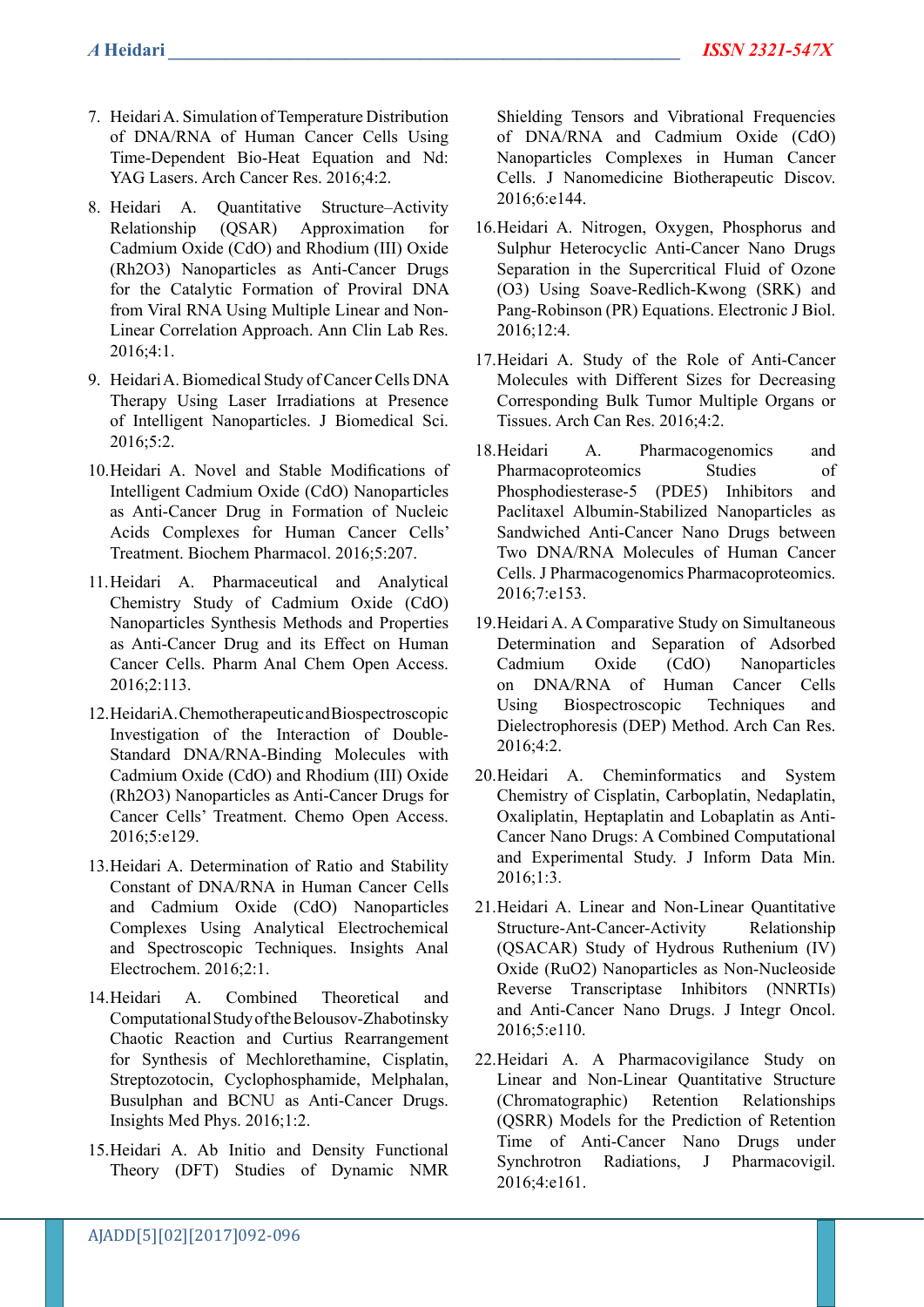7. Heidari A. Simulation of Temperature Distribution of DNA/RNA of Human Cancer Cells Using Time-Dependent Bio-Heat Equation and Nd: YAG Lasers. Arch Cancer Res. 2016;4:2.

8. Heidari A. Quantitative Structure–Activity Relationship (QSAR) Approximation for Cadmium Oxide (CdO) and Rhodium (III) Oxide (Rh2O3) Nanoparticles as Anti-Cancer Drugs for the Catalytic Formation of Proviral DNA from Viral RNA Using Multiple Linear and Non-Linear Correlation Approach. Ann Clin Lab Res. 2016;4:1.

9. Heidari A. Biomedical Study of Cancer Cells DNA Therapy Using Laser Irradiations at Presence of Intelligent Nanoparticles. J Biomedical Sci. 2016;5:2.

10. Heidari A. Novel and Stable Modifications of Intelligent Cadmium Oxide (CdO) Nanoparticles as Anti-Cancer Drug in Formation of Nucleic Acids Complexes for Human Cancer Cells' Treatment. Biochem Pharmacol. 2016;5:207.

11. Heidari A. Pharmaceutical and Analytical Chemistry Study of Cadmium Oxide (CdO) Nanoparticles Synthesis Methods and Properties as Anti-Cancer Drug and its Effect on Human Cancer Cells. Pharm Anal Chem Open Access. 2016;2:113.

12. Heidari A. Chemotherapeutic and Biospectroscopic Investigation of the Interaction of Double-Standard DNA/RNA-Binding Molecules with Cadmium Oxide (CdO) and Rhodium (III) Oxide (Rh2O3) Nanoparticles as Anti-Cancer Drugs for Cancer Cells' Treatment. Chemo Open Access. 2016;5:e129.

13. Heidari A. Determination of Ratio and Stability Constant of DNA/RNA in Human Cancer Cells and Cadmium Oxide (CdO) Nanoparticles Complexes Using Analytical Electrochemical and Spectroscopic Techniques. Insights Anal Electrochem. 2016;2:1.

14. Heidari A. Combined Theoretical and Computational Study of the Belousov-Zhabotinsky Chaotic Reaction and Curtius Rearrangement for Synthesis of Mechlorethamine, Cisplatin, Streptozotocin, Cyclophosphamide, Melphalan, Busulphan and BCNU as Anti-Cancer Drugs. Insights Med Phys. 2016;1:2.

15. Heidari A. Ab Initio and Density Functional Theory (DFT) Studies of Dynamic NMR Shielding Tensors and Vibrational Frequencies of DNA/RNA and Cadmium Oxide (CdO) Nanoparticles Complexes in Human Cancer Cells. J Nanomedicine Biotherapeutic Discov. 2016;6:e144.

16. Heidari A. Nitrogen, Oxygen, Phosphorus and Sulphur Heterocyclic Anti-Cancer Nano Drugs Separation in the Supercritical Fluid of Ozone (O3) Using Soave-Redlich-Kwong (SRK) and Pang-Robinson (PR) Equations. Electronic J Biol. 2016;12:4.

17. Heidari A. Study of the Role of Anti-Cancer Molecules with Different Sizes for Decreasing Corresponding Bulk Tumor Multiple Organs or Tissues. Arch Can Res. 2016;4:2.

18. Heidari A. Pharmacogenomics and Pharmacoproteomics Studies of Phosphodiesterase-5 (PDE5) Inhibitors and Paclitaxel Albumin-Stabilized Nanoparticles as Sandwiched Anti-Cancer Nano Drugs between Two DNA/RNA Molecules of Human Cancer Cells. J Pharmacogenomics Pharmacoproteomics. 2016;7:e153.

19. Heidari A. A Comparative Study on Simultaneous Determination and Separation of Adsorbed Cadmium Oxide (CdO) Nanoparticles on DNA/RNA of Human Cancer Cells Using Biospectroscopic Techniques and Dielectrophoresis (DEP) Method. Arch Can Res. 2016;4:2.

20. Heidari A. Cheminformatics and System Chemistry of Cisplatin, Carboplatin, Nedaplatin, Oxaliplatin, Heptaplatin and Lobaplatin as Anti-Cancer Nano Drugs: A Combined Computational and Experimental Study. J Inform Data Min. 2016;1:3.

21. Heidari A. Linear and Non-Linear Quantitative Structure-Ant-Cancer-Activity Relationship (QSACAR) Study of Hydrous Ruthenium (IV) Oxide (RuO2) Nanoparticles as Non-Nucleoside Reverse Transcriptase Inhibitors (NNRTIs) and Anti-Cancer Nano Drugs. J Integr Oncol. 2016;5:e110.

22. Heidari A. A Pharmacovigilance Study on Linear and Non-Linear Quantitative Structure (Chromatographic) Retention Relationships (QSRR) Models for the Prediction of Retention Time of Anti-Cancer Nano Drugs under Synchrotron Radiations, J Pharmacovigil. 2016;4:e161.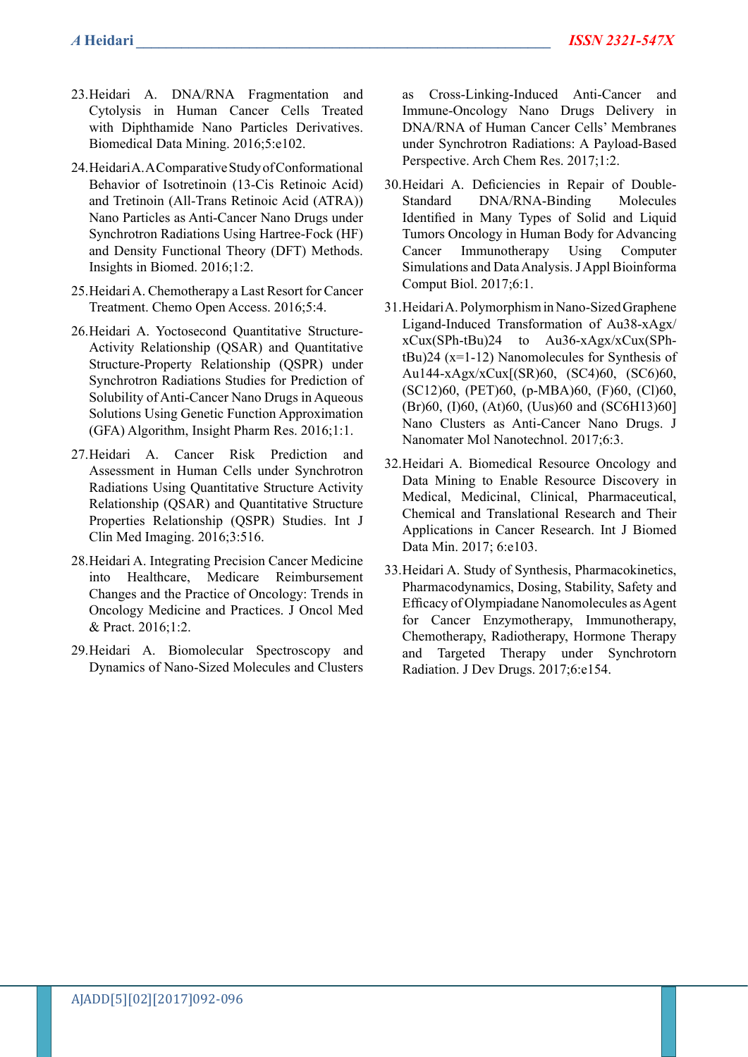23. Heidari A. DNA/RNA Fragmentation and Cytolysis in Human Cancer Cells Treated with Diphthamide Nano Particles Derivatives. Biomedical Data Mining. 2016;5:e102.
24. Heidari A. A Comparative Study of Conformational Behavior of Isotretinoin (13-Cis Retinoic Acid) and Tretinoin (All-Trans Retinoic Acid (ATRA)) Nano Particles as Anti-Cancer Nano Drugs under Synchrotron Radiations Using Hartree-Fock (HF) and Density Functional Theory (DFT) Methods. Insights in Biomed. 2016;1:2.
25. Heidari A. Chemotherapy a Last Resort for Cancer Treatment. Chemo Open Access. 2016;5:4.
26. Heidari A. Yoctosecond Quantitative Structure-Activity Relationship (QSAR) and Quantitative Structure-Property Relationship (QSPR) under Synchrotron Radiations Studies for Prediction of Solubility of Anti-Cancer Nano Drugs in Aqueous Solutions Using Genetic Function Approximation (GFA) Algorithm, Insight Pharm Res. 2016;1:1.
27. Heidari A. Cancer Risk Prediction and Assessment in Human Cells under Synchrotron Radiations Using Quantitative Structure Activity Relationship (QSAR) and Quantitative Structure Properties Relationship (QSPR) Studies. Int J Clin Med Imaging. 2016;3:516.
28. Heidari A. Integrating Precision Cancer Medicine into Healthcare, Medicare Reimbursement Changes and the Practice of Oncology: Trends in Oncology Medicine and Practices. J Oncol Med & Pract. 2016;1:2.
29. Heidari A. Biomolecular Spectroscopy and Dynamics of Nano-Sized Molecules and Clusters as Cross-Linking-Induced Anti-Cancer and Immune-Oncology Nano Drugs Delivery in DNA/RNA of Human Cancer Cells' Membranes under Synchrotron Radiations: A Payload-Based Perspective. Arch Chem Res. 2017;1:2.
30. Heidari A. Deficiencies in Repair of Double-Standard DNA/RNA-Binding Molecules Identified in Many Types of Solid and Liquid Tumors Oncology in Human Body for Advancing Cancer Immunotherapy Using Computer Simulations and Data Analysis. J Appl Bioinforma Comput Biol. 2017;6:1.
31. Heidari A. Polymorphism in Nano-Sized Graphene Ligand-Induced Transformation of Au38-xAgx/xCux(SPh-tBu)24 to Au36-xAgx/xCux(SPh-tBu)24 (x=1-12) Nanomolecules for Synthesis of Au144-xAgx/xCux[(SR)60, (SC4)60, (SC6)60, (SC12)60, (PET)60, (p-MBA)60, (F)60, (Cl)60, (Br)60, (I)60, (At)60, (Uus)60 and (SC6H13)60] Nano Clusters as Anti-Cancer Nano Drugs. J Nanomater Mol Nanotechnol. 2017;6:3.
32. Heidari A. Biomedical Resource Oncology and Data Mining to Enable Resource Discovery in Medical, Medicinal, Clinical, Pharmaceutical, Chemical and Translational Research and Their Applications in Cancer Research. Int J Biomed Data Min. 2017; 6:e103.
33. Heidari A. Study of Synthesis, Pharmacokinetics, Pharmacodynamics, Dosing, Stability, Safety and Efficacy of Olympiadane Nanomolecules as Agent for Cancer Enzymotherapy, Immunotherapy, Chemotherapy, Radiotherapy, Hormone Therapy and Targeted Therapy under Synchrotorn Radiation. J Dev Drugs. 2017;6:e154.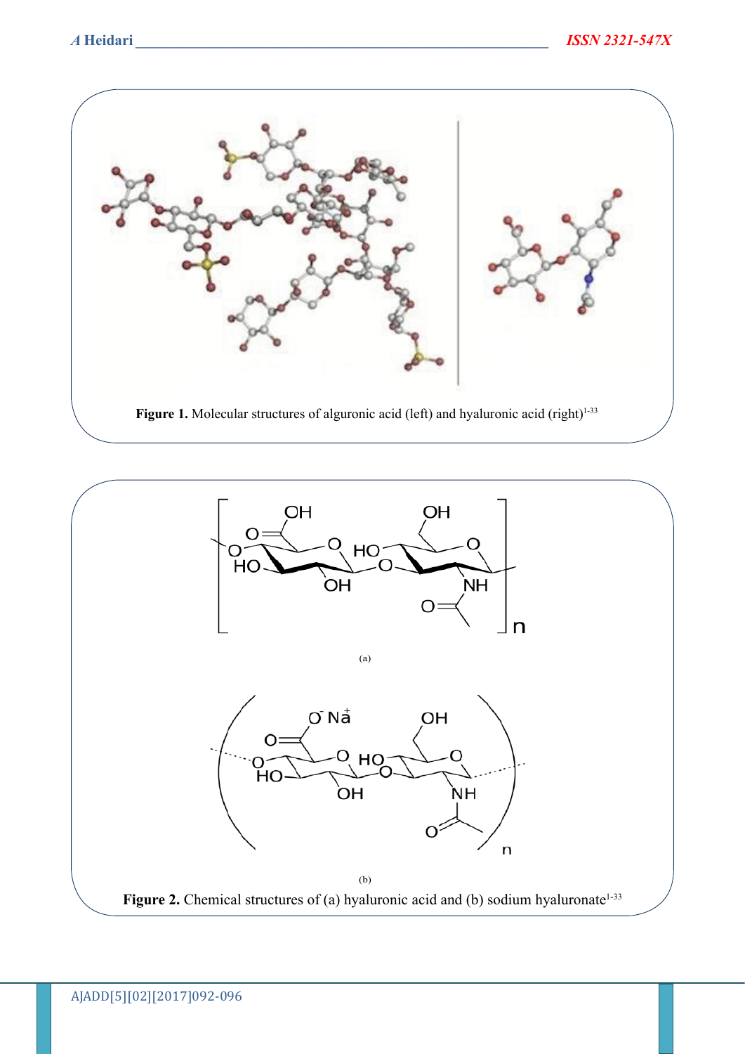Figure 1. Molecular structures of alguronic acid (left) and hyaluronic acid (right)[1-33]

(a)

(b)

Figure 2. Chemical structures of (a) hyaluronic acid and (b) sodium hyaluronate[1-33]